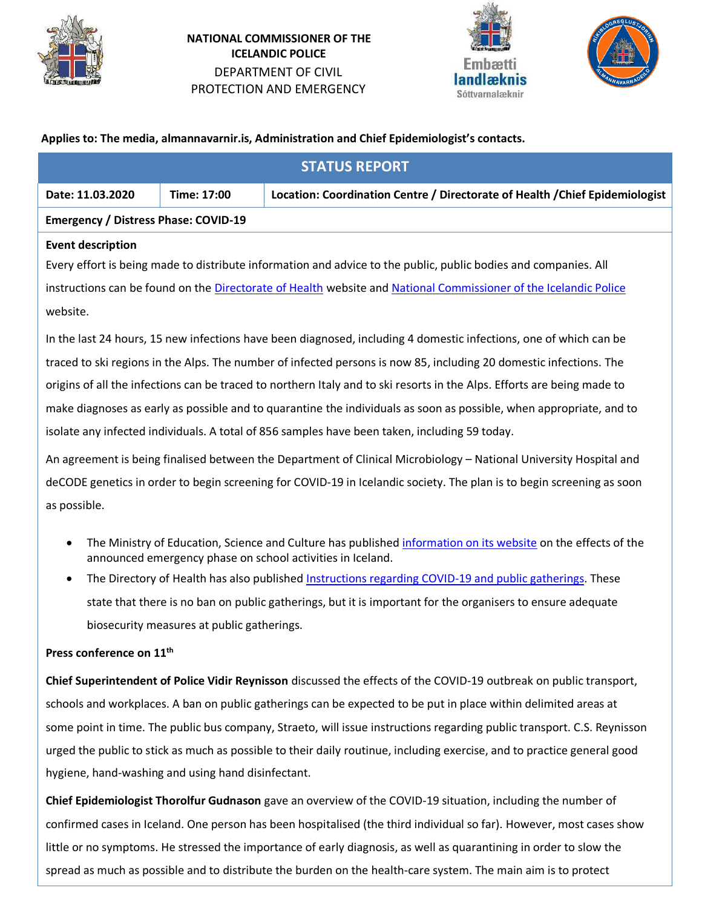**NATIONAL COMMISSIONER OF THE ICELANDIC POLICE**
DEPARTMENT OF CIVIL PROTECTION AND EMERGENCY

Embætti landlæknis
Sóttvarnalæknir

**Applies to: The media, almannavarnir.is, Administration and Chief Epidemiologist's contacts.**

## STATUS REPORT

| Date: 11.03.2020 | Time: 17:00 | Location: Coordination Centre / Directorate of Health /Chief Epidemiologist |
|---|---|---|

**Emergency / Distress Phase: COVID-19**

**Event description**

Every effort is being made to distribute information and advice to the public, public bodies and companies. All instructions can be found on the Directorate of Health website and National Commissioner of the Icelandic Police website.

In the last 24 hours, 15 new infections have been diagnosed, including 4 domestic infections, one of which can be traced to ski regions in the Alps. The number of infected persons is now 85, including 20 domestic infections. The origins of all the infections can be traced to northern Italy and to ski resorts in the Alps. Efforts are being made to make diagnoses as early as possible and to quarantine the individuals as soon as possible, when appropriate, and to isolate any infected individuals. A total of 856 samples have been taken, including 59 today.

An agreement is being finalised between the Department of Clinical Microbiology – National University Hospital and deCODE genetics in order to begin screening for COVID-19 in Icelandic society. The plan is to begin screening as soon as possible.

- The Ministry of Education, Science and Culture has published information on its website on the effects of the announced emergency phase on school activities in Iceland.
- The Directory of Health has also published Instructions regarding COVID-19 and public gatherings. These state that there is no ban on public gatherings, but it is important for the organisers to ensure adequate biosecurity measures at public gatherings.

**Press conference on 11th**

**Chief Superintendent of Police Vidir Reynisson** discussed the effects of the COVID-19 outbreak on public transport, schools and workplaces. A ban on public gatherings can be expected to be put in place within delimited areas at some point in time. The public bus company, Straeto, will issue instructions regarding public transport. C.S. Reynisson urged the public to stick as much as possible to their daily routinue, including exercise, and to practice general good hygiene, hand-washing and using hand disinfectant.

**Chief Epidemiologist Thorolfur Gudnason** gave an overview of the COVID-19 situation, including the number of confirmed cases in Iceland. One person has been hospitalised (the third individual so far). However, most cases show little or no symptoms. He stressed the importance of early diagnosis, as well as quarantining in order to slow the spread as much as possible and to distribute the burden on the health-care system. The main aim is to protect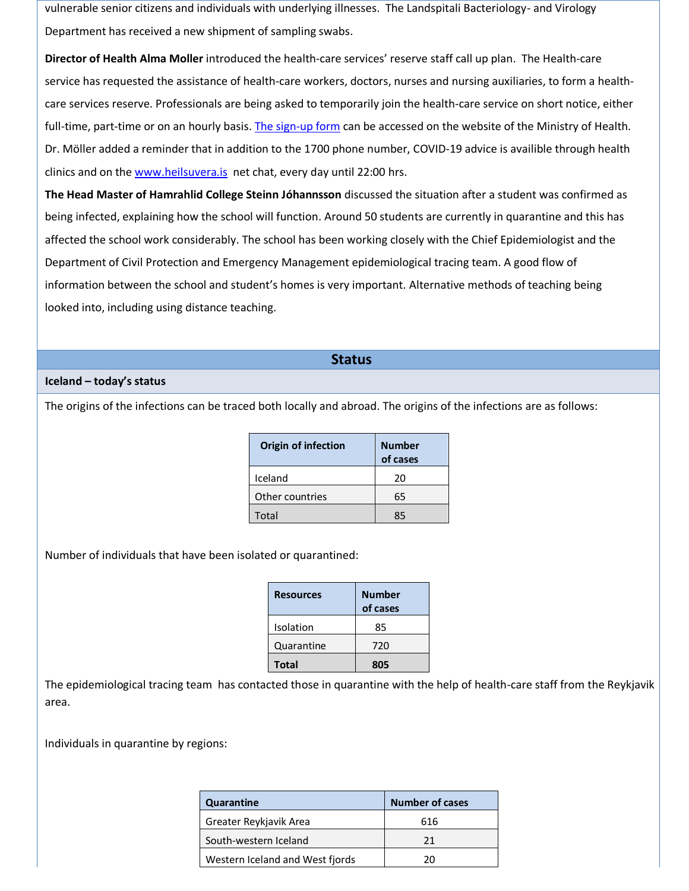vulnerable senior citizens and individuals with underlying illnesses. The Landspitali Bacteriology- and Virology Department has received a new shipment of sampling swabs.

**Director of Health Alma Moller** introduced the health-care services' reserve staff call up plan. The Health-care service has requested the assistance of health-care workers, doctors, nurses and nursing auxiliaries, to form a health-care services reserve. Professionals are being asked to temporarily join the health-care service on short notice, either full-time, part-time or on an hourly basis. [The sign-up form] can be accessed on the website of the Ministry of Health. Dr. Möller added a reminder that in addition to the 1700 phone number, COVID-19 advice is availible through health clinics and on the [www.heilsuvera.is] net chat, every day until 22:00 hrs.

**The Head Master of Hamrahlid College Steinn Jóhannsson** discussed the situation after a student was confirmed as being infected, explaining how the school will function. Around 50 students are currently in quarantine and this has affected the school work considerably. The school has been working closely with the Chief Epidemiologist and the Department of Civil Protection and Emergency Management epidemiological tracing team. A good flow of information between the school and student's homes is very important. Alternative methods of teaching being looked into, including using distance teaching.

## Status

### Iceland – today's status

The origins of the infections can be traced both locally and abroad. The origins of the infections are as follows:

| Origin of infection | Number of cases |
|---|---|
| Iceland | 20 |
| Other countries | 65 |
| Total | 85 |

Number of individuals that have been isolated or quarantined:

| Resources | Number of cases |
|---|---|
| Isolation | 85 |
| Quarantine | 720 |
| **Total** | **805** |

The epidemiological tracing team has contacted those in quarantine with the help of health-care staff from the Reykjavik area.

Individuals in quarantine by regions:

| Quarantine | Number of cases |
|---|---|
| Greater Reykjavik Area | 616 |
| South-western Iceland | 21 |
| Western Iceland and West fjords | 20 |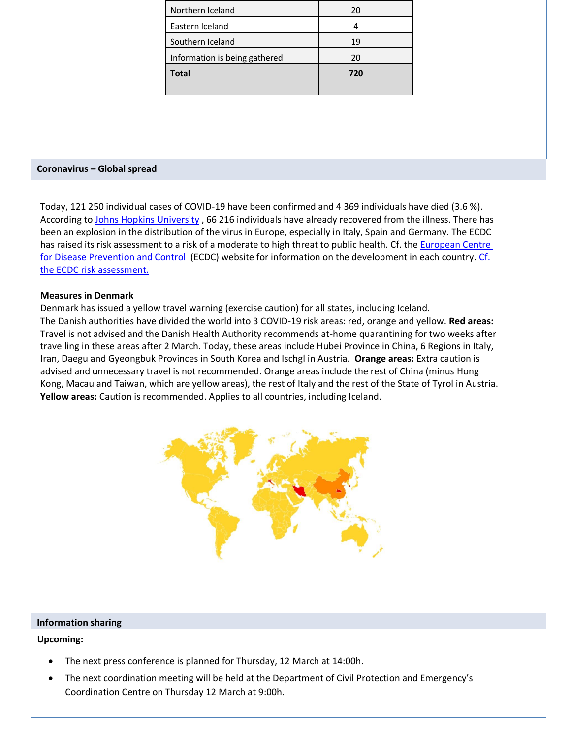| Northern Iceland | 20 |
| --- | --- |
| Eastern Iceland | 4 |
| Southern Iceland | 19 |
| Information is being gathered | 20 |
| **Total** | **720** |
| | |

## Coronavirus – Global spread

Today, 121 250 individual cases of COVID-19 have been confirmed and 4 369 individuals have died (3.6 %). According to Johns Hopkins University , 66 216 individuals have already recovered from the illness. There has been an explosion in the distribution of the virus in Europe, especially in Italy, Spain and Germany. The ECDC has raised its risk assessment to a risk of a moderate to high threat to public health. Cf. the European Centre for Disease Prevention and Control (ECDC) website for information on the development in each country. Cf. the ECDC risk assessment.

**Measures in Denmark**

Denmark has issued a yellow travel warning (exercise caution) for all states, including Iceland.
The Danish authorities have divided the world into 3 COVID-19 risk areas: red, orange and yellow. **Red areas:** Travel is not advised and the Danish Health Authority recommends at-home quarantining for two weeks after travelling in these areas after 2 March. Today, these areas include Hubei Province in China, 6 Regions in Italy, Iran, Daegu and Gyeongbuk Provinces in South Korea and Ischgl in Austria. **Orange areas:** Extra caution is advised and unnecessary travel is not recommended. Orange areas include the rest of China (minus Hong Kong, Macau and Taiwan, which are yellow areas), the rest of Italy and the rest of the State of Tyrol in Austria. **Yellow areas:** Caution is recommended. Applies to all countries, including Iceland.

## Information sharing

**Upcoming:**

- The next press conference is planned for Thursday, 12 March at 14:00h.
- The next coordination meeting will be held at the Department of Civil Protection and Emergency's Coordination Centre on Thursday 12 March at 9:00h.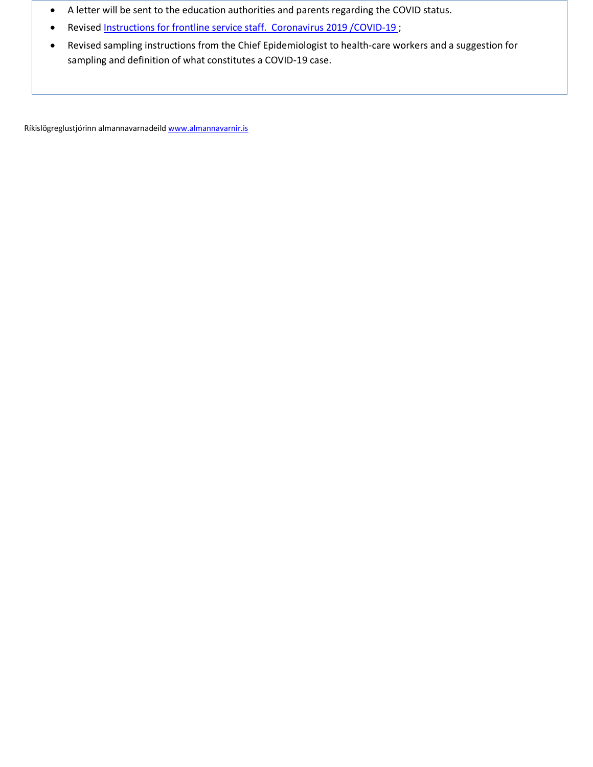- A letter will be sent to the education authorities and parents regarding the COVID status.
- Revised [Instructions for frontline service staff.  Coronavirus 2019 /COVID-19 ](); 
- Revised sampling instructions from the Chief Epidemiologist to health-care workers and a suggestion for sampling and definition of what constitutes a COVID-19 case.

Ríkislögreglustjórinn almannavarnadeild www.almannavarnir.is